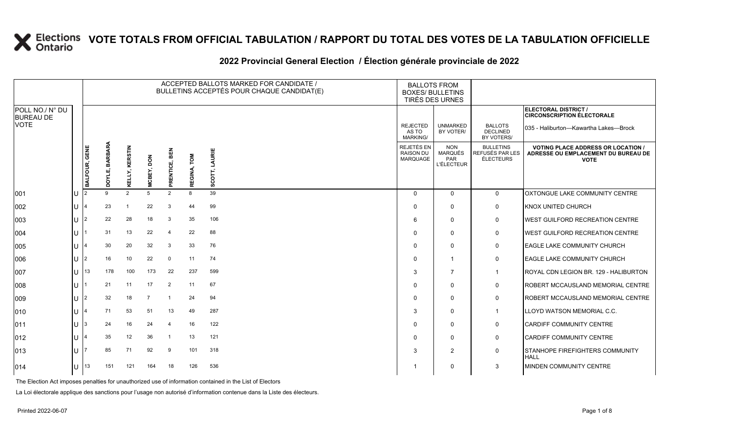# VOTE TOTALS FROM OFFICIAL TABULATION / RAPPORT DU TOTAL DES VOTES DE LA TABULATION OFFICIELLE

## 2022 Provincial General Election / Élection générale provinciale de 2022

**ELECTORAL DISTRICT / CIRCONSCRIPTION ÉLECTORALE:** 035 - Haliburton—Kawartha Lakes—Brock

| POLL NO./ N° DU BUREAU DE VOTE | | ACCEPTED BALLOTS MARKED FOR CANDIDATE / BULLETINS ACCEPTÉS POUR CHAQUE CANDIDAT(E) | | | | | | | BALLOTS FROM BOXES/ BULLETINS TIRÉS DES URNES | | | |
|---|---|---|---|---|---|---|---|---|---|---|---|---|
| | | BALFOUR, GENE | DOYLE, BARBARA | KELLY, KERSTIN | MCBEY, DON | PRENTICE, BEN | REGINA, TOM | SCOTT, LAURIE | REJECTED AS TO MARKING/ REJETÉS EN RAISON DU MARQUAGE | UNMARKED BY VOTER/ NON MARQUÉS PAR L'ÉLECTEUR | BALLOTS DECLINED BY VOTERS/ BULLETINS REFUSÉS PAR LES ÉLECTEURS | VOTING PLACE ADDRESS OR LOCATION / ADRESSE OU EMPLACEMENT DU BUREAU DE VOTE |
| 001 | U | 2 | 9 | 2 | 5 | 2 | 8 | 39 | 0 | 0 | 0 | OXTONGUE LAKE COMMUNITY CENTRE |
| 002 | U | 4 | 23 | 1 | 22 | 3 | 44 | 99 | 0 | 0 | 0 | KNOX UNITED CHURCH |
| 003 | U | 2 | 22 | 28 | 18 | 3 | 35 | 106 | 6 | 0 | 0 | WEST GUILFORD RECREATION CENTRE |
| 004 | U | 1 | 31 | 13 | 22 | 4 | 22 | 88 | 0 | 0 | 0 | WEST GUILFORD RECREATION CENTRE |
| 005 | U | 4 | 30 | 20 | 32 | 3 | 33 | 76 | 0 | 0 | 0 | EAGLE LAKE COMMUNITY CHURCH |
| 006 | U | 2 | 16 | 10 | 22 | 0 | 11 | 74 | 0 | 1 | 0 | EAGLE LAKE COMMUNITY CHURCH |
| 007 | U | 13 | 178 | 100 | 173 | 22 | 237 | 599 | 3 | 7 | 1 | ROYAL CDN LEGION BR. 129 - HALIBURTON |
| 008 | U | 1 | 21 | 11 | 17 | 2 | 11 | 67 | 0 | 0 | 0 | ROBERT MCCAUSLAND MEMORIAL CENTRE |
| 009 | U | 2 | 32 | 18 | 7 | 1 | 24 | 94 | 0 | 0 | 0 | ROBERT MCCAUSLAND MEMORIAL CENTRE |
| 010 | U | 4 | 71 | 53 | 51 | 13 | 49 | 287 | 3 | 0 | 1 | LLOYD WATSON MEMORIAL C.C. |
| 011 | U | 3 | 24 | 16 | 24 | 4 | 16 | 122 | 0 | 0 | 0 | CARDIFF COMMUNITY CENTRE |
| 012 | U | 4 | 35 | 12 | 36 | 1 | 13 | 121 | 0 | 0 | 0 | CARDIFF COMMUNITY CENTRE |
| 013 | U | 7 | 85 | 71 | 92 | 9 | 101 | 318 | 3 | 2 | 0 | STANHOPE FIREFIGHTERS COMMUNITY HALL |
| 014 | U | 13 | 151 | 121 | 164 | 18 | 126 | 536 | 1 | 0 | 3 | MINDEN COMMUNITY CENTRE |

The Election Act imposes penalties for unauthorized use of information contained in the List of Electors

La Loi électorale applique des sanctions pour l'usage non autorisé d'information contenue dans la Liste des électeurs.

Printed 2022-06-07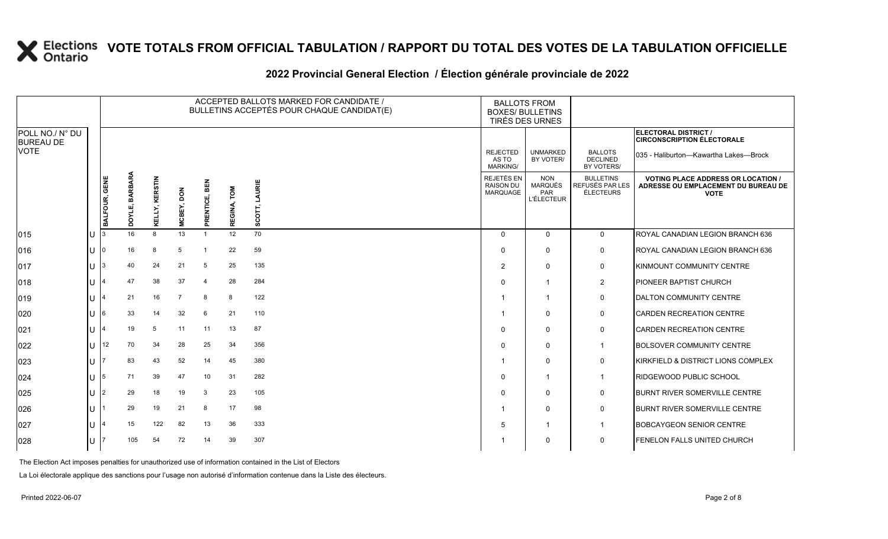# VOTE TOTALS FROM OFFICIAL TABULATION / RAPPORT DU TOTAL DES VOTES DE LA TABULATION OFFICIELLE

## 2022 Provincial General Election / Élection générale provinciale de 2022

ELECTORAL DISTRICT / CIRCONSCRIPTION ÉLECTORALE: 035 - Haliburton—Kawartha Lakes—Brock

| POLL NO./ N° DU BUREAU DE VOTE | | ACCEPTED BALLOTS MARKED FOR CANDIDATE / BULLETINS ACCEPTÉS POUR CHAQUE CANDIDAT(E) | | | | | | | BALLOTS FROM BOXES/ BULLETINS TIRÉS DES URNES | | | |
|---|---|---|---|---|---|---|---|---|---|---|---|---|
| | | BALFOUR, GENE | DOYLE, BARBARA | KELLY, KERSTIN | MCBEY, DON | PRENTICE, BEN | REGINA, TOM | SCOTT, LAURIE | REJECTED AS TO MARKING/ REJETÉS EN RAISON DU MARQUAGE | UNMARKED BY VOTER/ NON MARQUÉS PAR L'ÉLECTEUR | BALLOTS DECLINED BY VOTERS/ BULLETINS REFUSÉS PAR LES ÉLECTEURS | VOTING PLACE ADDRESS OR LOCATION / ADRESSE OU EMPLACEMENT DU BUREAU DE VOTE |
| 015 | U | 3 | 16 | 8 | 13 | 1 | 12 | 70 | 0 | 0 | 0 | ROYAL CANADIAN LEGION BRANCH 636 |
| 016 | U | 0 | 16 | 8 | 5 | 1 | 22 | 59 | 0 | 0 | 0 | ROYAL CANADIAN LEGION BRANCH 636 |
| 017 | U | 3 | 40 | 24 | 21 | 5 | 25 | 135 | 2 | 0 | 0 | KINMOUNT COMMUNITY CENTRE |
| 018 | U | 4 | 47 | 38 | 37 | 4 | 28 | 284 | 0 | 1 | 2 | PIONEER BAPTIST CHURCH |
| 019 | U | 4 | 21 | 16 | 7 | 8 | 8 | 122 | 1 | 1 | 0 | DALTON COMMUNITY CENTRE |
| 020 | U | 6 | 33 | 14 | 32 | 6 | 21 | 110 | 1 | 0 | 0 | CARDEN RECREATION CENTRE |
| 021 | U | 4 | 19 | 5 | 11 | 11 | 13 | 87 | 0 | 0 | 0 | CARDEN RECREATION CENTRE |
| 022 | U | 12 | 70 | 34 | 28 | 25 | 34 | 356 | 0 | 0 | 1 | BOLSOVER COMMUNITY CENTRE |
| 023 | U | 7 | 83 | 43 | 52 | 14 | 45 | 380 | 1 | 0 | 0 | KIRKFIELD & DISTRICT LIONS COMPLEX |
| 024 | U | 5 | 71 | 39 | 47 | 10 | 31 | 282 | 0 | 1 | 1 | RIDGEWOOD PUBLIC SCHOOL |
| 025 | U | 2 | 29 | 18 | 19 | 3 | 23 | 105 | 0 | 0 | 0 | BURNT RIVER SOMERVILLE CENTRE |
| 026 | U | 1 | 29 | 19 | 21 | 8 | 17 | 98 | 1 | 0 | 0 | BURNT RIVER SOMERVILLE CENTRE |
| 027 | U | 4 | 15 | 122 | 82 | 13 | 36 | 333 | 5 | 1 | 1 | BOBCAYGEON SENIOR CENTRE |
| 028 | U | 7 | 105 | 54 | 72 | 14 | 39 | 307 | 1 | 0 | 0 | FENELON FALLS UNITED CHURCH |

The Election Act imposes penalties for unauthorized use of information contained in the List of Electors

La Loi électorale applique des sanctions pour l'usage non autorisé d'information contenue dans la Liste des électeurs.

Printed 2022-06-07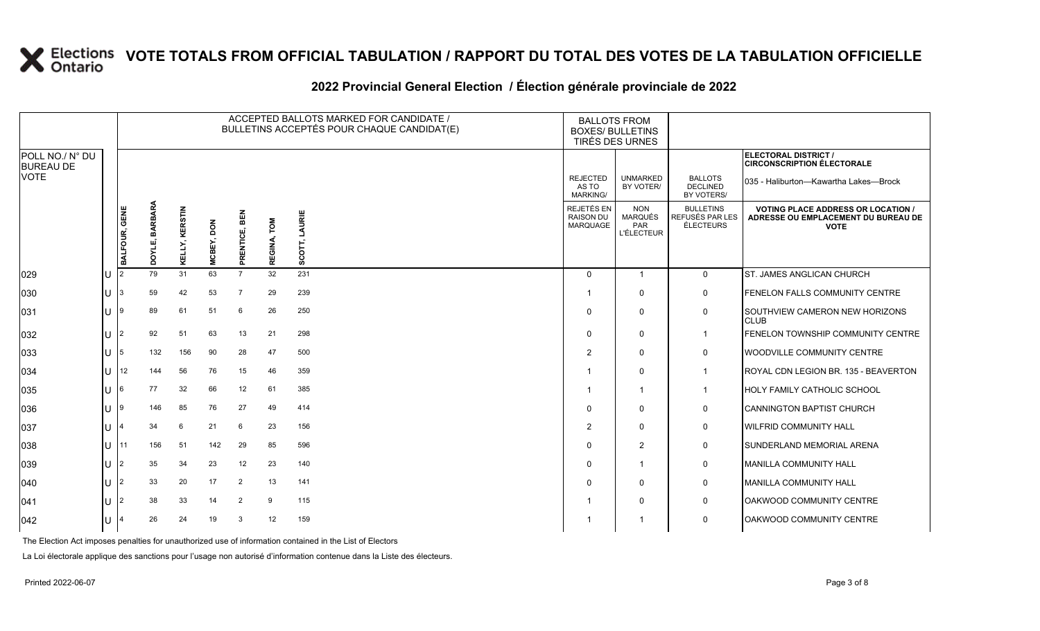# VOTE TOTALS FROM OFFICIAL TABULATION / RAPPORT DU TOTAL DES VOTES DE LA TABULATION OFFICIELLE

## 2022 Provincial General Election / Élection générale provinciale de 2022

| POLL NO./ N° DU BUREAU DE VOTE | | ACCEPTED BALLOTS MARKED FOR CANDIDATE / BULLETINS ACCEPTÉS POUR CHAQUE CANDIDAT(E) | | | | | | | BALLOTS FROM BOXES/ BULLETINS TIRÉS DES URNES | | | ELECTORAL DISTRICT / CIRCONSCRIPTION ÉLECTORALE 035 - Haliburton—Kawartha Lakes—Brock |
|---|---|---|---|---|---|---|---|---|---|---|---|---|
| | | BALFOUR, GENE | DOYLE, BARBARA | KELLY, KERSTIN | MCBEY, DON | PRENTICE, BEN | REGINA, TOM | SCOTT, LAURIE | REJECTED AS TO MARKING/ REJETÉS EN RAISON DU MARQUAGE | UNMARKED BY VOTER/ NON MARQUÉS PAR L'ÉLECTEUR | BALLOTS DECLINED BY VOTERS/ BULLETINS REFUSÉS PAR LES ÉLECTEURS | VOTING PLACE ADDRESS OR LOCATION / ADRESSE OU EMPLACEMENT DU BUREAU DE VOTE |
| 029 | U | 2 | 79 | 31 | 63 | 7 | 32 | 231 | 0 | 1 | 0 | ST. JAMES ANGLICAN CHURCH |
| 030 | U | 3 | 59 | 42 | 53 | 7 | 29 | 239 | 1 | 0 | 0 | FENELON FALLS COMMUNITY CENTRE |
| 031 | U | 9 | 89 | 61 | 51 | 6 | 26 | 250 | 0 | 0 | 0 | SOUTHVIEW CAMERON NEW HORIZONS CLUB |
| 032 | U | 2 | 92 | 51 | 63 | 13 | 21 | 298 | 0 | 0 | 1 | FENELON TOWNSHIP COMMUNITY CENTRE |
| 033 | U | 5 | 132 | 156 | 90 | 28 | 47 | 500 | 2 | 0 | 0 | WOODVILLE COMMUNITY CENTRE |
| 034 | U | 12 | 144 | 56 | 76 | 15 | 46 | 359 | 1 | 0 | 1 | ROYAL CDN LEGION BR. 135 - BEAVERTON |
| 035 | U | 6 | 77 | 32 | 66 | 12 | 61 | 385 | 1 | 1 | 1 | HOLY FAMILY CATHOLIC SCHOOL |
| 036 | U | 9 | 146 | 85 | 76 | 27 | 49 | 414 | 0 | 0 | 0 | CANNINGTON BAPTIST CHURCH |
| 037 | U | 4 | 34 | 6 | 21 | 6 | 23 | 156 | 2 | 0 | 0 | WILFRID COMMUNITY HALL |
| 038 | U | 11 | 156 | 51 | 142 | 29 | 85 | 596 | 0 | 2 | 0 | SUNDERLAND MEMORIAL ARENA |
| 039 | U | 2 | 35 | 34 | 23 | 12 | 23 | 140 | 0 | 1 | 0 | MANILLA COMMUNITY HALL |
| 040 | U | 2 | 33 | 20 | 17 | 2 | 13 | 141 | 0 | 0 | 0 | MANILLA COMMUNITY HALL |
| 041 | U | 2 | 38 | 33 | 14 | 2 | 9 | 115 | 1 | 0 | 0 | OAKWOOD COMMUNITY CENTRE |
| 042 | U | 4 | 26 | 24 | 19 | 3 | 12 | 159 | 1 | 1 | 0 | OAKWOOD COMMUNITY CENTRE |

The Election Act imposes penalties for unauthorized use of information contained in the List of Electors

La Loi électorale applique des sanctions pour l'usage non autorisé d'information contenue dans la Liste des électeurs.

Printed 2022-06-07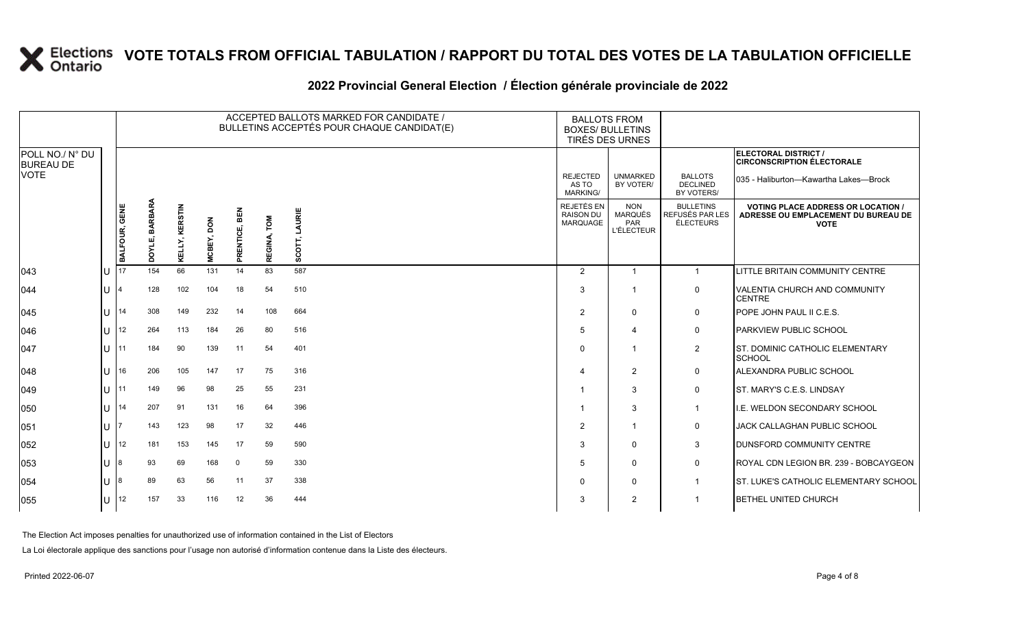# VOTE TOTALS FROM OFFICIAL TABULATION / RAPPORT DU TOTAL DES VOTES DE LA TABULATION OFFICIELLE

## 2022 Provincial General Election / Élection générale provinciale de 2022

**ELECTORAL DISTRICT / CIRCONSCRIPTION ÉLECTORALE:** 035 - Haliburton—Kawartha Lakes—Brock

| POLL NO./ N° DU BUREAU DE VOTE | | BALFOUR, GENE | DOYLE, BARBARA | KELLY, KERSTIN | MCBEY, DON | PRENTICE, BEN | REGINA, TOM | SCOTT, LAURIE | REJECTED AS TO MARKING/ REJETÉS EN RAISON DU MARQUAGE | UNMARKED BY VOTER/ NON MARQUÉS PAR L'ÉLECTEUR | BALLOTS DECLINED BY VOTERS/ BULLETINS REFUSÉS PAR LES ÉLECTEURS | VOTING PLACE ADDRESS OR LOCATION / ADRESSE OU EMPLACEMENT DU BUREAU DE VOTE |
|---|---|---|---|---|---|---|---|---|---|---|---|---|
| 043 | U | 17 | 154 | 66 | 131 | 14 | 83 | 587 | 2 | 1 | 1 | LITTLE BRITAIN COMMUNITY CENTRE |
| 044 | U | 4 | 128 | 102 | 104 | 18 | 54 | 510 | 3 | 1 | 0 | VALENTIA CHURCH AND COMMUNITY CENTRE |
| 045 | U | 14 | 308 | 149 | 232 | 14 | 108 | 664 | 2 | 0 | 0 | POPE JOHN PAUL II C.E.S. |
| 046 | U | 12 | 264 | 113 | 184 | 26 | 80 | 516 | 5 | 4 | 0 | PARKVIEW PUBLIC SCHOOL |
| 047 | U | 11 | 184 | 90 | 139 | 11 | 54 | 401 | 0 | 1 | 2 | ST. DOMINIC CATHOLIC ELEMENTARY SCHOOL |
| 048 | U | 16 | 206 | 105 | 147 | 17 | 75 | 316 | 4 | 2 | 0 | ALEXANDRA PUBLIC SCHOOL |
| 049 | U | 11 | 149 | 96 | 98 | 25 | 55 | 231 | 1 | 3 | 0 | ST. MARY'S C.E.S. LINDSAY |
| 050 | U | 14 | 207 | 91 | 131 | 16 | 64 | 396 | 1 | 3 | 1 | I.E. WELDON SECONDARY SCHOOL |
| 051 | U | 7 | 143 | 123 | 98 | 17 | 32 | 446 | 2 | 1 | 0 | JACK CALLAGHAN PUBLIC SCHOOL |
| 052 | U | 12 | 181 | 153 | 145 | 17 | 59 | 590 | 3 | 0 | 3 | DUNSFORD COMMUNITY CENTRE |
| 053 | U | 8 | 93 | 69 | 168 | 0 | 59 | 330 | 5 | 0 | 0 | ROYAL CDN LEGION BR. 239 - BOBCAYGEON |
| 054 | U | 8 | 89 | 63 | 56 | 11 | 37 | 338 | 0 | 0 | 1 | ST. LUKE'S CATHOLIC ELEMENTARY SCHOOL |
| 055 | U | 12 | 157 | 33 | 116 | 12 | 36 | 444 | 3 | 2 | 1 | BETHEL UNITED CHURCH |

The Election Act imposes penalties for unauthorized use of information contained in the List of Electors

La Loi électorale applique des sanctions pour l'usage non autorisé d'information contenue dans la Liste des électeurs.

Printed 2022-06-07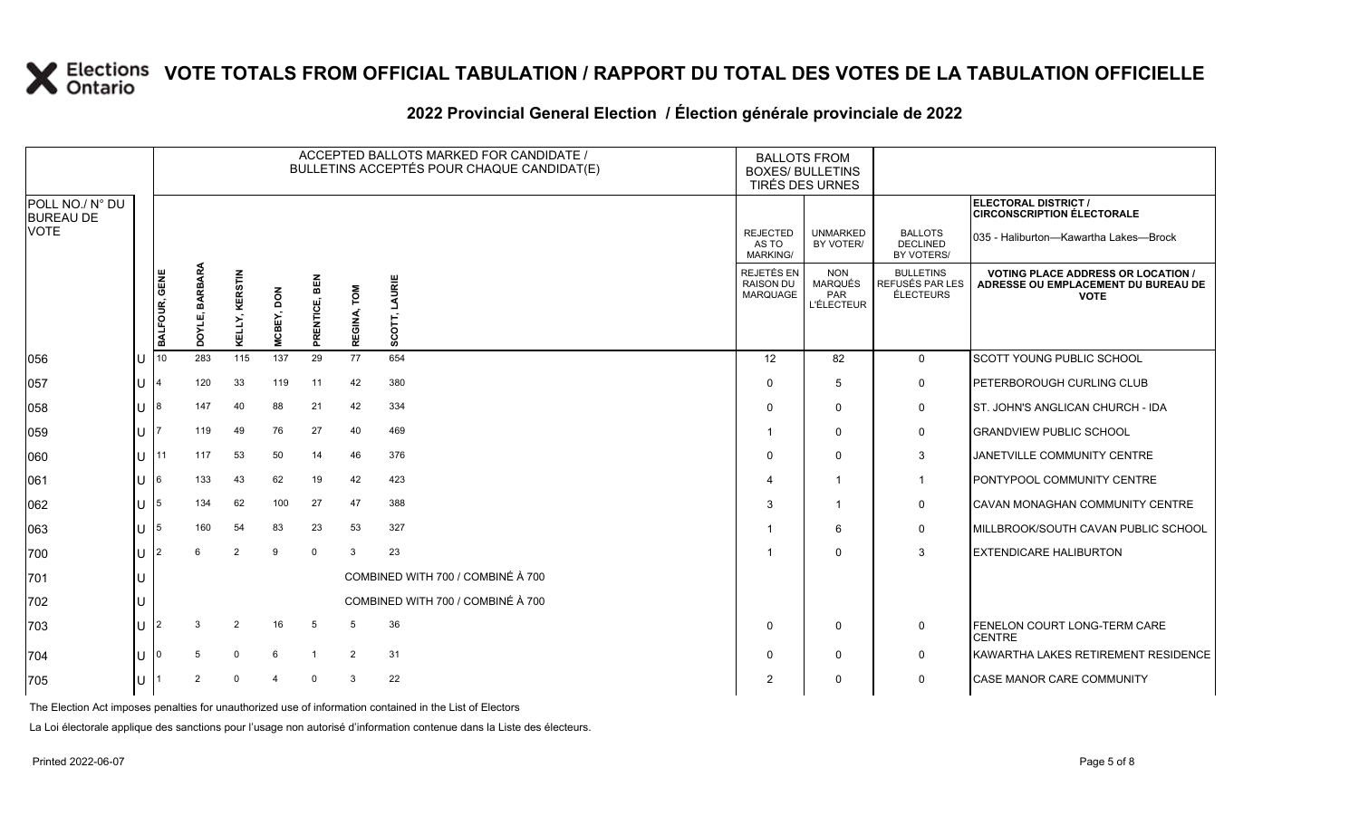# VOTE TOTALS FROM OFFICIAL TABULATION / RAPPORT DU TOTAL DES VOTES DE LA TABULATION OFFICIELLE

## 2022 Provincial General Election / Élection générale provinciale de 2022

ELECTORAL DISTRICT / CIRCONSCRIPTION ÉLECTORALE: 035 - Haliburton—Kawartha Lakes—Brock

| POLL NO./ N° DU BUREAU DE VOTE | | ACCEPTED BALLOTS MARKED FOR CANDIDATE / BULLETINS ACCEPTÉS POUR CHAQUE CANDIDAT(E) | | | | | | | BALLOTS FROM BOXES/ BULLETINS TIRÉS DES URNES | | | |
|---|---|---|---|---|---|---|---|---|---|---|---|---|
| | | BALFOUR, GENE | DOYLE, BARBARA | KELLY, KERSTIN | MCBEY, DON | PRENTICE, BEN | REGINA, TOM | SCOTT, LAURIE | REJECTED AS TO MARKING/ REJETÉS EN RAISON DU MARQUAGE | UNMARKED BY VOTER/ NON MARQUÉS PAR L'ÉLECTEUR | BALLOTS DECLINED BY VOTERS/ BULLETINS REFUSÉS PAR LES ÉLECTEURS | VOTING PLACE ADDRESS OR LOCATION / ADRESSE OU EMPLACEMENT DU BUREAU DE VOTE |
| 056 | U | 10 | 283 | 115 | 137 | 29 | 77 | 654 | 12 | 82 | 0 | SCOTT YOUNG PUBLIC SCHOOL |
| 057 | U | 4 | 120 | 33 | 119 | 11 | 42 | 380 | 0 | 5 | 0 | PETERBOROUGH CURLING CLUB |
| 058 | U | 8 | 147 | 40 | 88 | 21 | 42 | 334 | 0 | 0 | 0 | ST. JOHN'S ANGLICAN CHURCH - IDA |
| 059 | U | 7 | 119 | 49 | 76 | 27 | 40 | 469 | 1 | 0 | 0 | GRANDVIEW PUBLIC SCHOOL |
| 060 | U | 11 | 117 | 53 | 50 | 14 | 46 | 376 | 0 | 0 | 3 | JANETVILLE COMMUNITY CENTRE |
| 061 | U | 6 | 133 | 43 | 62 | 19 | 42 | 423 | 4 | 1 | 1 | PONTYPOOL COMMUNITY CENTRE |
| 062 | U | 5 | 134 | 62 | 100 | 27 | 47 | 388 | 3 | 1 | 0 | CAVAN MONAGHAN COMMUNITY CENTRE |
| 063 | U | 5 | 160 | 54 | 83 | 23 | 53 | 327 | 1 | 6 | 0 | MILLBROOK/SOUTH CAVAN PUBLIC SCHOOL |
| 700 | U | 2 | 6 | 2 | 9 | 0 | 3 | 23 | 1 | 0 | 3 | EXTENDICARE HALIBURTON |
| 701 | U | COMBINED WITH 700 / COMBINÉ À 700 | | | | | | | | | | |
| 702 | U | COMBINED WITH 700 / COMBINÉ À 700 | | | | | | | | | | |
| 703 | U | 2 | 3 | 2 | 16 | 5 | 5 | 36 | 0 | 0 | 0 | FENELON COURT LONG-TERM CARE CENTRE |
| 704 | U | 0 | 5 | 0 | 6 | 1 | 2 | 31 | 0 | 0 | 0 | KAWARTHA LAKES RETIREMENT RESIDENCE |
| 705 | U | 1 | 2 | 0 | 4 | 0 | 3 | 22 | 2 | 0 | 0 | CASE MANOR CARE COMMUNITY |

The Election Act imposes penalties for unauthorized use of information contained in the List of Electors

La Loi électorale applique des sanctions pour l'usage non autorisé d'information contenue dans la Liste des électeurs.

Printed 2022-06-07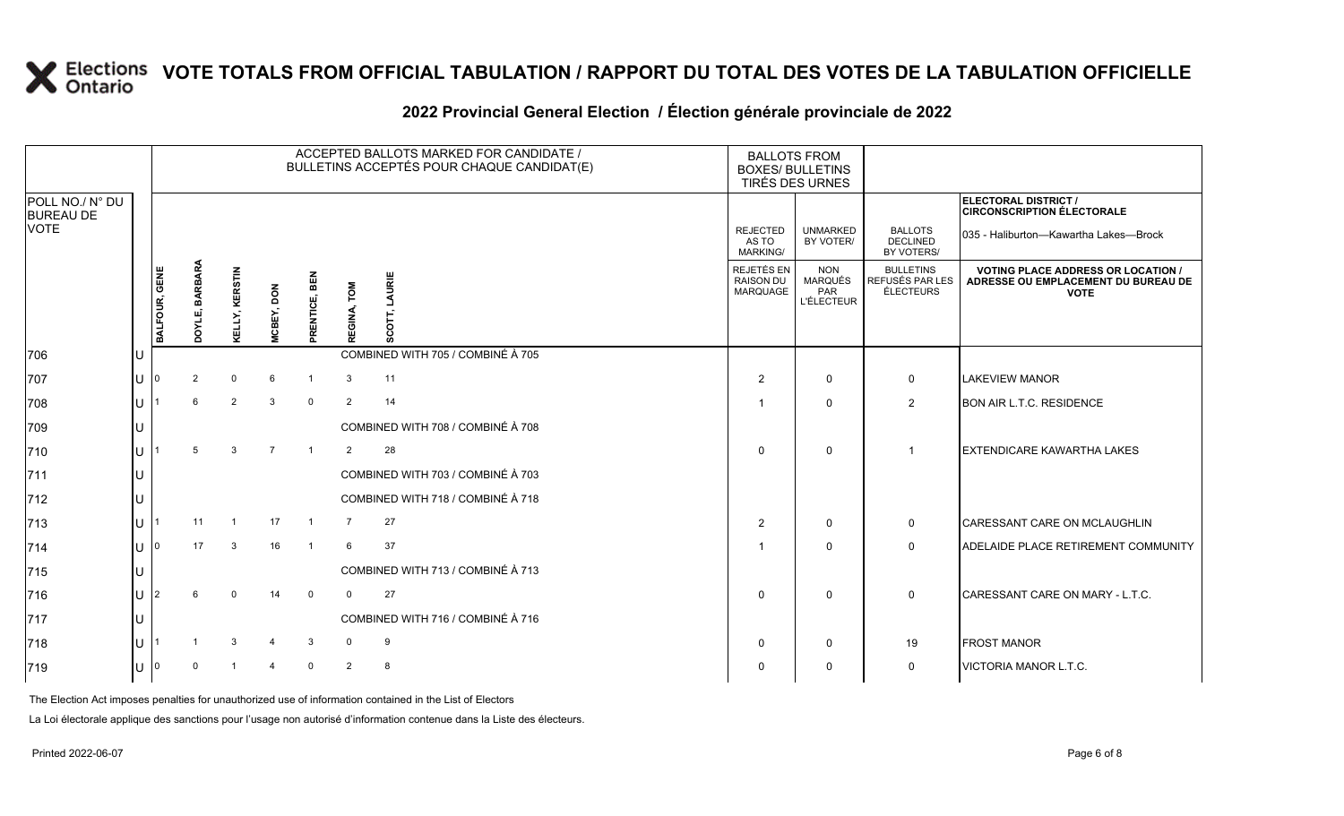# VOTE TOTALS FROM OFFICIAL TABULATION / RAPPORT DU TOTAL DES VOTES DE LA TABULATION OFFICIELLE

## 2022 Provincial General Election / Élection générale provinciale de 2022

ELECTORAL DISTRICT / CIRCONSCRIPTION ÉLECTORALE: 035 - Haliburton—Kawartha Lakes—Brock

| POLL NO./ N° DU BUREAU DE VOTE | | ACCEPTED BALLOTS MARKED FOR CANDIDATE / BULLETINS ACCEPTÉS POUR CHAQUE CANDIDAT(E) | | | | | | | BALLOTS FROM BOXES/ BULLETINS TIRÉS DES URNES | | | |
|---|---|---|---|---|---|---|---|---|---|---|---|---|
| | | BALFOUR, GENE | DOYLE, BARBARA | KELLY, KERSTIN | MCBEY, DON | PRENTICE, BEN | REGINA, TOM | SCOTT, LAURIE | REJECTED AS TO MARKING/ REJETÉS EN RAISON DU MARQUAGE | UNMARKED BY VOTER/ NON MARQUÉS PAR L'ÉLECTEUR | BALLOTS DECLINED BY VOTERS/ BULLETINS REFUSÉS PAR LES ÉLECTEURS | VOTING PLACE ADDRESS OR LOCATION / ADRESSE OU EMPLACEMENT DU BUREAU DE VOTE |
| 706 | U | COMBINED WITH 705 / COMBINÉ À 705 | | | | | | | | | | |
| 707 | U | 0 | 2 | 0 | 6 | 1 | 3 | 11 | 2 | 0 | 0 | LAKEVIEW MANOR |
| 708 | U | 1 | 6 | 2 | 3 | 0 | 2 | 14 | 1 | 0 | 2 | BON AIR L.T.C. RESIDENCE |
| 709 | U | COMBINED WITH 708 / COMBINÉ À 708 | | | | | | | | | | |
| 710 | U | 1 | 5 | 3 | 7 | 1 | 2 | 28 | 0 | 0 | 1 | EXTENDICARE KAWARTHA LAKES |
| 711 | U | COMBINED WITH 703 / COMBINÉ À 703 | | | | | | | | | | |
| 712 | U | COMBINED WITH 718 / COMBINÉ À 718 | | | | | | | | | | |
| 713 | U | 1 | 11 | 1 | 17 | 1 | 7 | 27 | 2 | 0 | 0 | CARESSANT CARE ON MCLAUGHLIN |
| 714 | U | 0 | 17 | 3 | 16 | 1 | 6 | 37 | 1 | 0 | 0 | ADELAIDE PLACE RETIREMENT COMMUNITY |
| 715 | U | COMBINED WITH 713 / COMBINÉ À 713 | | | | | | | | | | |
| 716 | U | 2 | 6 | 0 | 14 | 0 | 0 | 27 | 0 | 0 | 0 | CARESSANT CARE ON MARY - L.T.C. |
| 717 | U | COMBINED WITH 716 / COMBINÉ À 716 | | | | | | | | | | |
| 718 | U | 1 | 1 | 3 | 4 | 3 | 0 | 9 | 0 | 0 | 19 | FROST MANOR |
| 719 | U | 0 | 0 | 1 | 4 | 0 | 2 | 8 | 0 | 0 | 0 | VICTORIA MANOR L.T.C. |

The Election Act imposes penalties for unauthorized use of information contained in the List of Electors

La Loi électorale applique des sanctions pour l'usage non autorisé d'information contenue dans la Liste des électeurs.

Printed 2022-06-07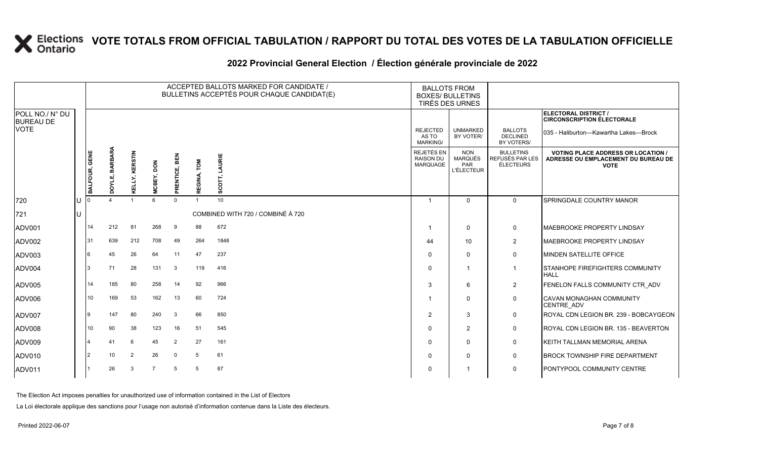# VOTE TOTALS FROM OFFICIAL TABULATION / RAPPORT DU TOTAL DES VOTES DE LA TABULATION OFFICIELLE

## 2022 Provincial General Election / Élection générale provinciale de 2022

**ELECTORAL DISTRICT / CIRCONSCRIPTION ÉLECTORALE:** 035 - Haliburton—Kawartha Lakes—Brock

| POLL NO./ N° DU BUREAU DE VOTE | | BALFOUR, GENE | DOYLE, BARBARA | KELLY, KERSTIN | MCBEY, DON | PRENTICE, BEN | REGINA, TOM | SCOTT, LAURIE | REJECTED AS TO MARKING/ REJETÉS EN RAISON DU MARQUAGE | UNMARKED BY VOTER/ NON MARQUÉS PAR L'ÉLECTEUR | BALLOTS DECLINED BY VOTERS/ BULLETINS REFUSÉS PAR LES ÉLECTEURS | VOTING PLACE ADDRESS OR LOCATION / ADRESSE OU EMPLACEMENT DU BUREAU DE VOTE |
|---|---|---|---|---|---|---|---|---|---|---|---|---|
| 720 | U | 0 | 4 | 1 | 6 | 0 | 1 | 10 | 1 | 0 | 0 | SPRINGDALE COUNTRY MANOR |
| 721 | U | COMBINED WITH 720 / COMBINÉ À 720 | | | | | | | | | | |
| ADV001 | | 14 | 212 | 81 | 268 | 9 | 88 | 672 | 1 | 0 | 0 | MAEBROOKE PROPERTY LINDSAY |
| ADV002 | | 31 | 639 | 212 | 708 | 49 | 264 | 1848 | 44 | 10 | 2 | MAEBROOKE PROPERTY LINDSAY |
| ADV003 | | 6 | 45 | 26 | 64 | 11 | 47 | 237 | 0 | 0 | 0 | MINDEN SATELLITE OFFICE |
| ADV004 | | 3 | 71 | 28 | 131 | 3 | 119 | 416 | 0 | 1 | 1 | STANHOPE FIREFIGHTERS COMMUNITY HALL |
| ADV005 | | 14 | 185 | 80 | 258 | 14 | 92 | 966 | 3 | 6 | 2 | FENELON FALLS COMMUNITY CTR_ADV |
| ADV006 | | 10 | 169 | 53 | 162 | 13 | 60 | 724 | 1 | 0 | 0 | CAVAN MONAGHAN COMMUNITY CENTRE_ADV |
| ADV007 | | 9 | 147 | 80 | 240 | 3 | 66 | 850 | 2 | 3 | 0 | ROYAL CDN LEGION BR. 239 - BOBCAYGEON |
| ADV008 | | 10 | 90 | 38 | 123 | 16 | 51 | 545 | 0 | 2 | 0 | ROYAL CDN LEGION BR. 135 - BEAVERTON |
| ADV009 | | 4 | 41 | 6 | 45 | 2 | 27 | 161 | 0 | 0 | 0 | KEITH TALLMAN MEMORIAL ARENA |
| ADV010 | | 2 | 10 | 2 | 26 | 0 | 5 | 61 | 0 | 0 | 0 | BROCK TOWNSHIP FIRE DEPARTMENT |
| ADV011 | | 1 | 26 | 3 | 7 | 5 | 5 | 87 | 0 | 1 | 0 | PONTYPOOL COMMUNITY CENTRE |

The Election Act imposes penalties for unauthorized use of information contained in the List of Electors

La Loi électorale applique des sanctions pour l'usage non autorisé d'information contenue dans la Liste des électeurs.

Printed 2022-06-07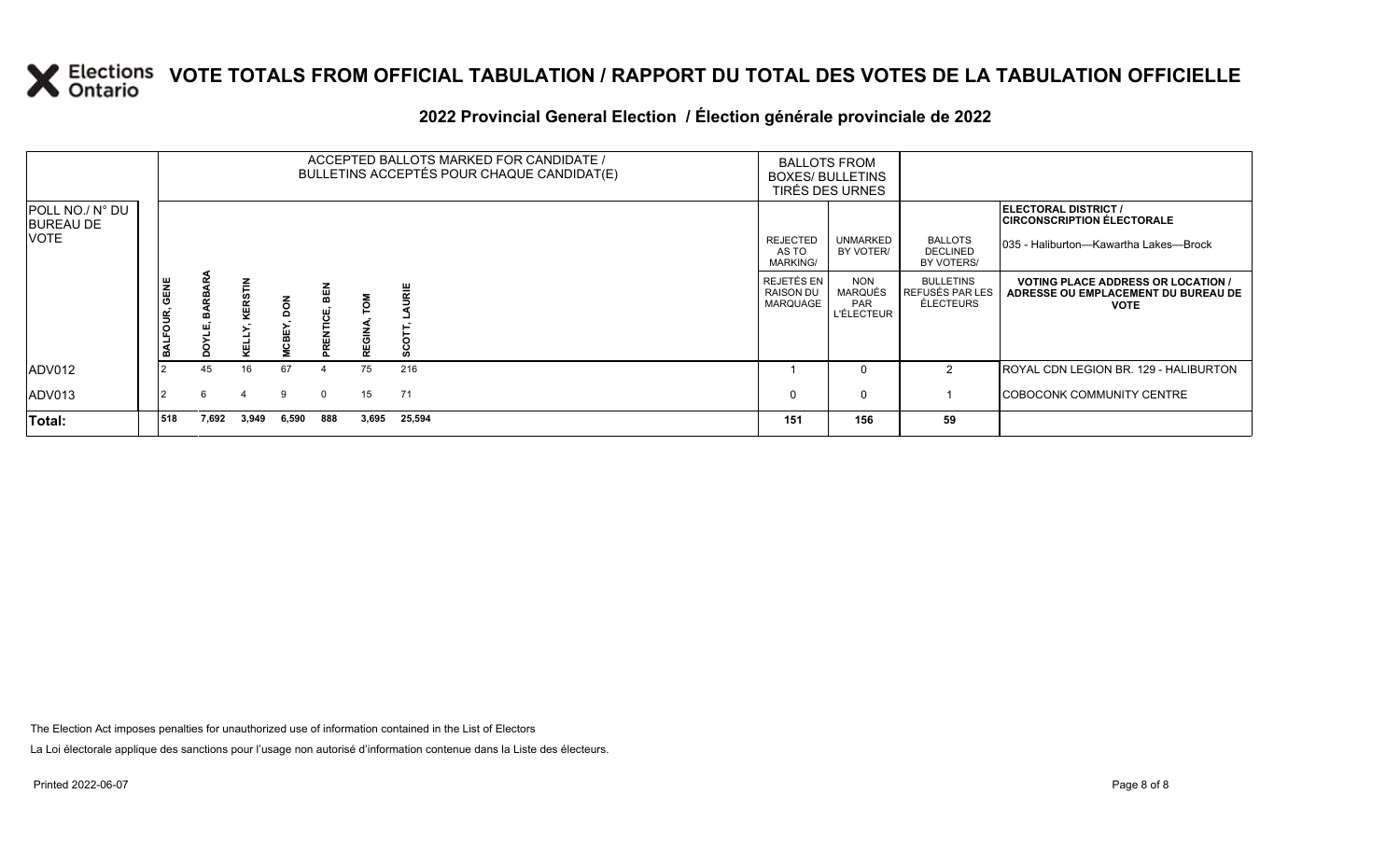# VOTE TOTALS FROM OFFICIAL TABULATION / RAPPORT DU TOTAL DES VOTES DE LA TABULATION OFFICIELLE

## 2022 Provincial General Election / Élection générale provinciale de 2022

| POLL NO./ N° DU BUREAU DE VOTE | ACCEPTED BALLOTS MARKED FOR CANDIDATE / BULLETINS ACCEPTÉS POUR CHAQUE CANDIDAT(E) | | | | | | | BALLOTS FROM BOXES/ BULLETINS TIRÉS DES URNES | | | ELECTORAL DISTRICT / CIRCONSCRIPTION ÉLECTORALE 035 - Haliburton—Kawartha Lakes—Brock |
|---|---|---|---|---|---|---|---|---|---|---|---|
| | BALFOUR, GENE | DOYLE, BARBARA | KELLY, KERSTIN | MCBEY, DON | PRENTICE, BEN | REGINA, TOM | SCOTT, LAURIE | REJECTED AS TO MARKING/ REJETÉS EN RAISON DU MARQUAGE | UNMARKED BY VOTER/ NON MARQUÉS PAR L'ÉLECTEUR | BALLOTS DECLINED BY VOTERS/ BULLETINS REFUSÉS PAR LES ÉLECTEURS | VOTING PLACE ADDRESS OR LOCATION / ADRESSE OU EMPLACEMENT DU BUREAU DE VOTE |
| ADV012 | 2 | 45 | 16 | 67 | 4 | 75 | 216 | 1 | 0 | 2 | ROYAL CDN LEGION BR. 129 - HALIBURTON |
| ADV013 | 2 | 6 | 4 | 9 | 0 | 15 | 71 | 0 | 0 | 1 | COBOCONK COMMUNITY CENTRE |
| **Total:** | 518 | 7,692 | 3,949 | 6,590 | 888 | 3,695 | 25,594 | 151 | 156 | 59 | |

The Election Act imposes penalties for unauthorized use of information contained in the List of Electors

La Loi électorale applique des sanctions pour l'usage non autorisé d'information contenue dans la Liste des électeurs.

Printed 2022-06-07